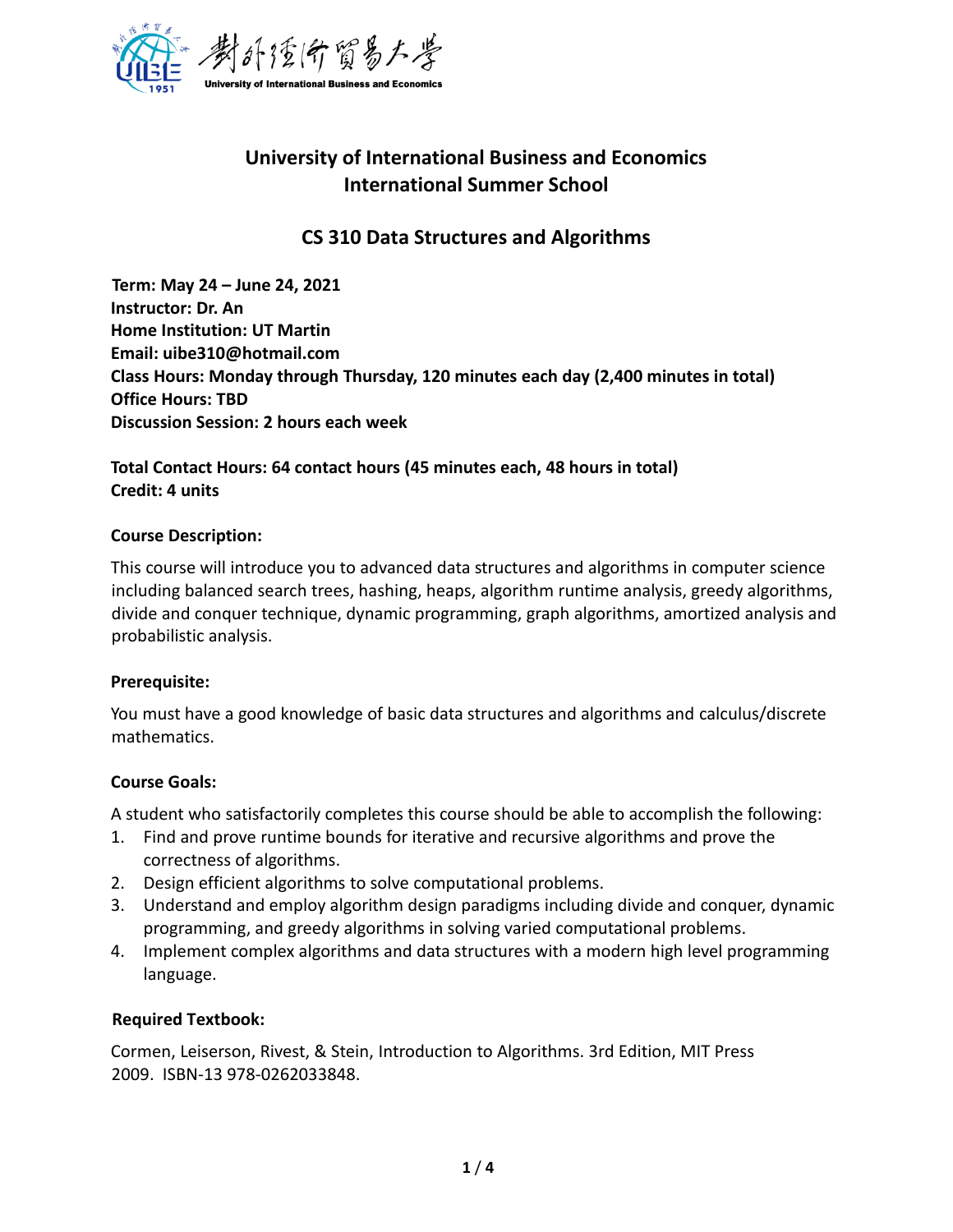# University of International Business and Economics
# International Summer School

## CS 310 Data Structures and Algorithms

**Term: May 24 – June 24, 2021**
**Instructor: Dr. An**
**Home Institution: UT Martin**
**Email: uibe310@hotmail.com**
**Class Hours: Monday through Thursday, 120 minutes each day (2,400 minutes in total)**
**Office Hours: TBD**
**Discussion Session: 2 hours each week**

**Total Contact Hours: 64 contact hours (45 minutes each, 48 hours in total)**
**Credit: 4 units**

### Course Description:

This course will introduce you to advanced data structures and algorithms in computer science including balanced search trees, hashing, heaps, algorithm runtime analysis, greedy algorithms, divide and conquer technique, dynamic programming, graph algorithms, amortized analysis and probabilistic analysis.

### Prerequisite:

You must have a good knowledge of basic data structures and algorithms and calculus/discrete mathematics.

### Course Goals:

A student who satisfactorily completes this course should be able to accomplish the following:

1. Find and prove runtime bounds for iterative and recursive algorithms and prove the correctness of algorithms.
2. Design efficient algorithms to solve computational problems.
3. Understand and employ algorithm design paradigms including divide and conquer, dynamic programming, and greedy algorithms in solving varied computational problems.
4. Implement complex algorithms and data structures with a modern high level programming language.

### Required Textbook:

Cormen, Leiserson, Rivest, & Stein, Introduction to Algorithms. 3rd Edition, MIT Press 2009. ISBN-13 978-0262033848.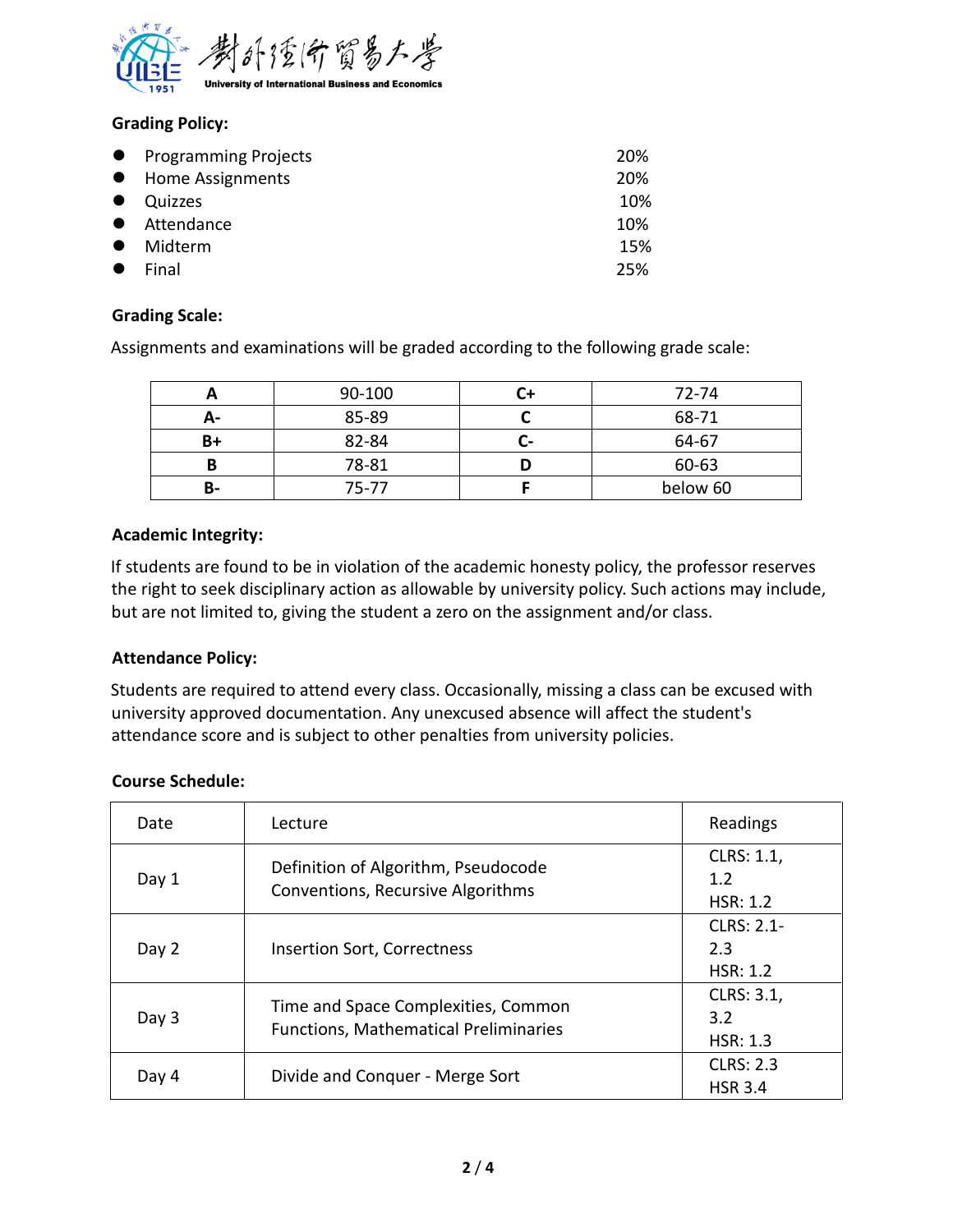**Grading Policy:**

- Programming Projects 20%
- Home Assignments 20%
- Quizzes 10%
- Attendance 10%
- Midterm 15%
- Final 25%

**Grading Scale:**

Assignments and examinations will be graded according to the following grade scale:

| A | 90-100 | C+ | 72-74 |
|---|---|---|---|
| A- | 85-89 | C | 68-71 |
| B+ | 82-84 | C- | 64-67 |
| B | 78-81 | D | 60-63 |
| B- | 75-77 | F | below 60 |

**Academic Integrity:**

If students are found to be in violation of the academic honesty policy, the professor reserves the right to seek disciplinary action as allowable by university policy. Such actions may include, but are not limited to, giving the student a zero on the assignment and/or class.

**Attendance Policy:**

Students are required to attend every class. Occasionally, missing a class can be excused with university approved documentation. Any unexcused absence will affect the student's attendance score and is subject to other penalties from university policies.

**Course Schedule:**

| Date | Lecture | Readings |
|---|---|---|
| Day 1 | Definition of Algorithm, Pseudocode Conventions, Recursive Algorithms | CLRS: 1.1, 1.2<br>HSR: 1.2 |
| Day 2 | Insertion Sort, Correctness | CLRS: 2.1-2.3<br>HSR: 1.2 |
| Day 3 | Time and Space Complexities, Common Functions, Mathematical Preliminaries | CLRS: 3.1, 3.2<br>HSR: 1.3 |
| Day 4 | Divide and Conquer - Merge Sort | CLRS: 2.3<br>HSR 3.4 |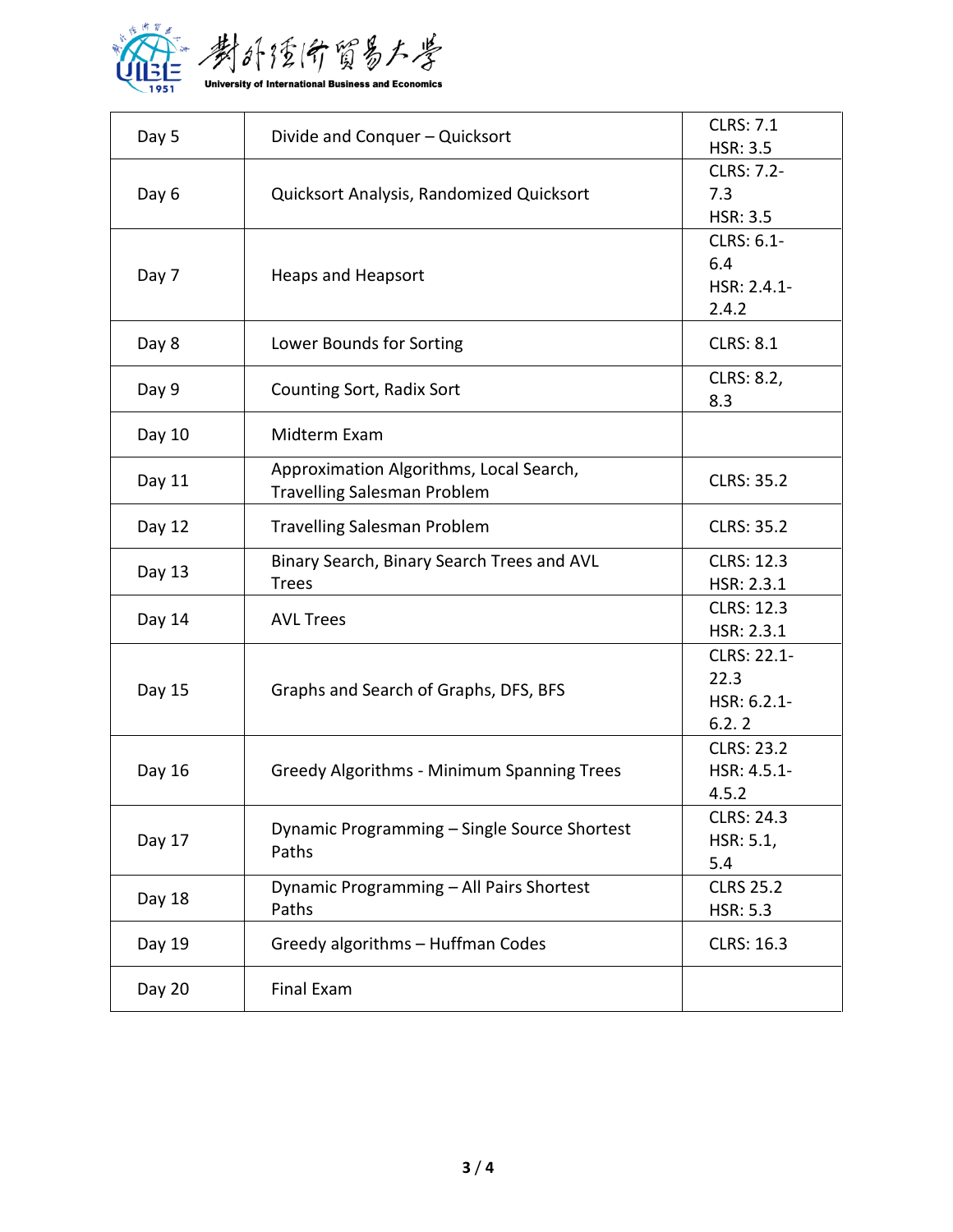| Day 5 | Divide and Conquer – Quicksort | CLRS: 7.1<br>HSR: 3.5 |
|---|---|---|
| Day 6 | Quicksort Analysis, Randomized Quicksort | CLRS: 7.2-7.3<br>HSR: 3.5 |
| Day 7 | Heaps and Heapsort | CLRS: 6.1-6.4<br>HSR: 2.4.1-2.4.2 |
| Day 8 | Lower Bounds for Sorting | CLRS: 8.1 |
| Day 9 | Counting Sort, Radix Sort | CLRS: 8.2, 8.3 |
| Day 10 | Midterm Exam | |
| Day 11 | Approximation Algorithms, Local Search, Travelling Salesman Problem | CLRS: 35.2 |
| Day 12 | Travelling Salesman Problem | CLRS: 35.2 |
| Day 13 | Binary Search, Binary Search Trees and AVL Trees | CLRS: 12.3<br>HSR: 2.3.1 |
| Day 14 | AVL Trees | CLRS: 12.3<br>HSR: 2.3.1 |
| Day 15 | Graphs and Search of Graphs, DFS, BFS | CLRS: 22.1-22.3<br>HSR: 6.2.1-6.2. 2 |
| Day 16 | Greedy Algorithms - Minimum Spanning Trees | CLRS: 23.2<br>HSR: 4.5.1-4.5.2 |
| Day 17 | Dynamic Programming – Single Source Shortest Paths | CLRS: 24.3<br>HSR: 5.1, 5.4 |
| Day 18 | Dynamic Programming – All Pairs Shortest Paths | CLRS 25.2<br>HSR: 5.3 |
| Day 19 | Greedy algorithms – Huffman Codes | CLRS: 16.3 |
| Day 20 | Final Exam | |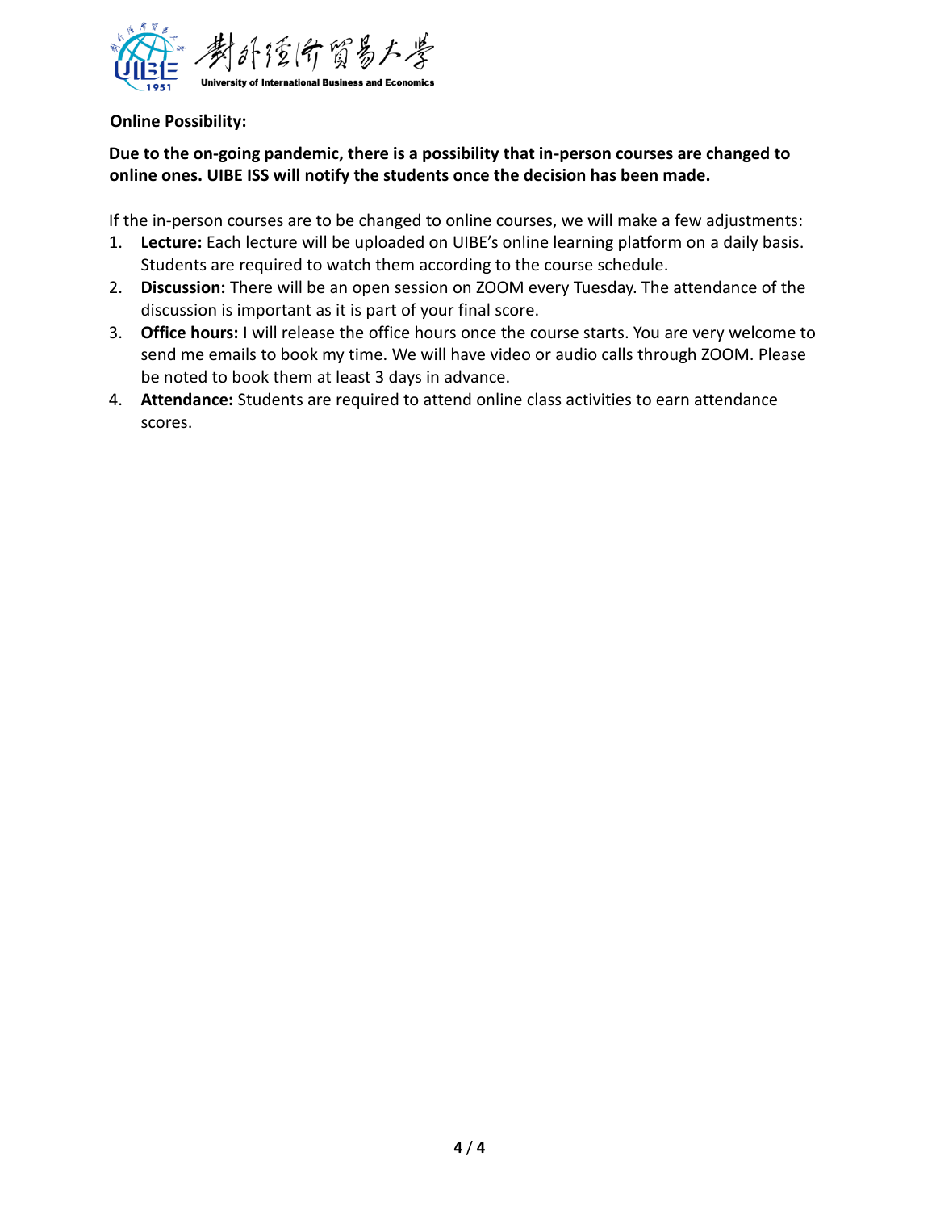**Online Possibility:**

**Due to the on-going pandemic, there is a possibility that in-person courses are changed to online ones. UIBE ISS will notify the students once the decision has been made.**

If the in-person courses are to be changed to online courses, we will make a few adjustments:

1. **Lecture:** Each lecture will be uploaded on UIBE's online learning platform on a daily basis. Students are required to watch them according to the course schedule.
2. **Discussion:** There will be an open session on ZOOM every Tuesday. The attendance of the discussion is important as it is part of your final score.
3. **Office hours:** I will release the office hours once the course starts. You are very welcome to send me emails to book my time. We will have video or audio calls through ZOOM. Please be noted to book them at least 3 days in advance.
4. **Attendance:** Students are required to attend online class activities to earn attendance scores.